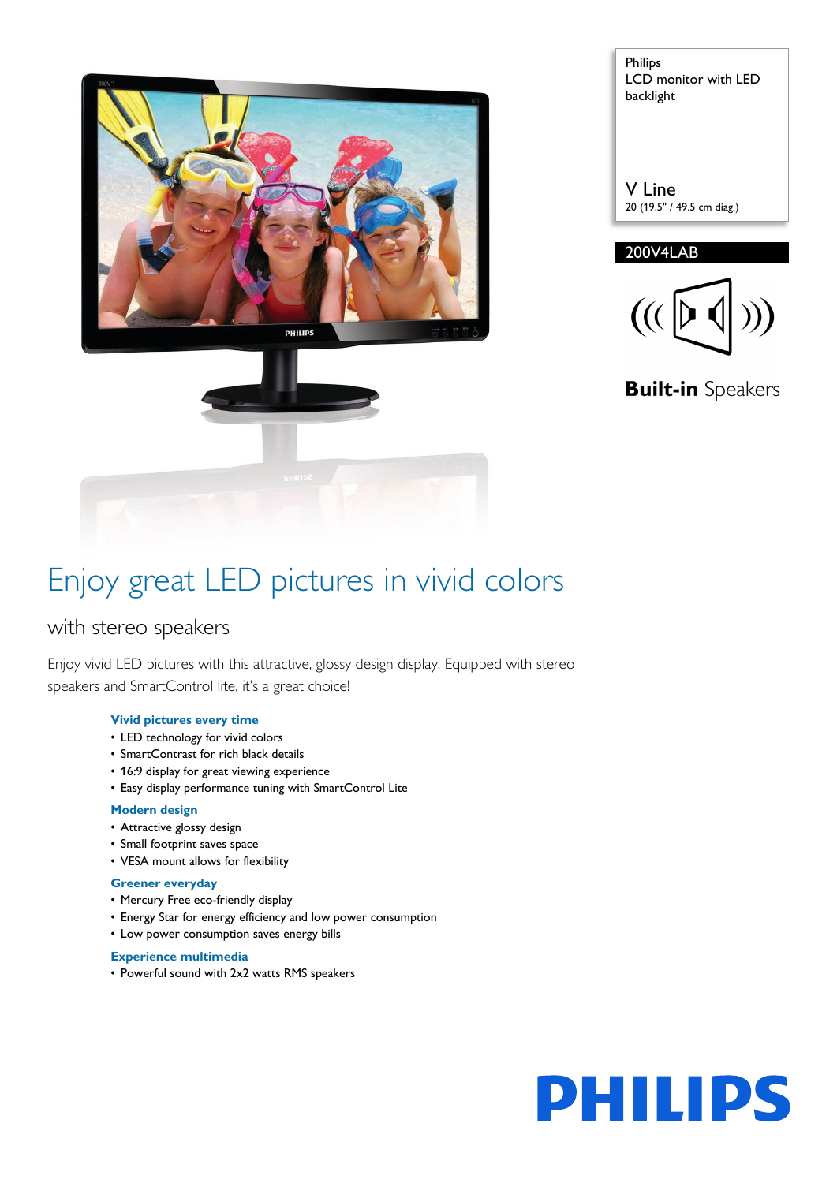Philips
LCD monitor with LED backlight

V Line
20 (19.5" / 49.5 cm diag.)

200V4LAB

**Built-in** Speakers

# Enjoy great LED pictures in vivid colors

## with stereo speakers

Enjoy vivid LED pictures with this attractive, glossy design display. Equipped with stereo speakers and SmartControl lite, it's a great choice!

### Vivid pictures every time

- LED technology for vivid colors
- SmartContrast for rich black details
- 16:9 display for great viewing experience
- Easy display performance tuning with SmartControl Lite

### Modern design

- Attractive glossy design
- Small footprint saves space
- VESA mount allows for flexibility

### Greener everyday

- Mercury Free eco-friendly display
- Energy Star for energy efficiency and low power consumption
- Low power consumption saves energy bills

### Experience multimedia

- Powerful sound with 2x2 watts RMS speakers

PHILIPS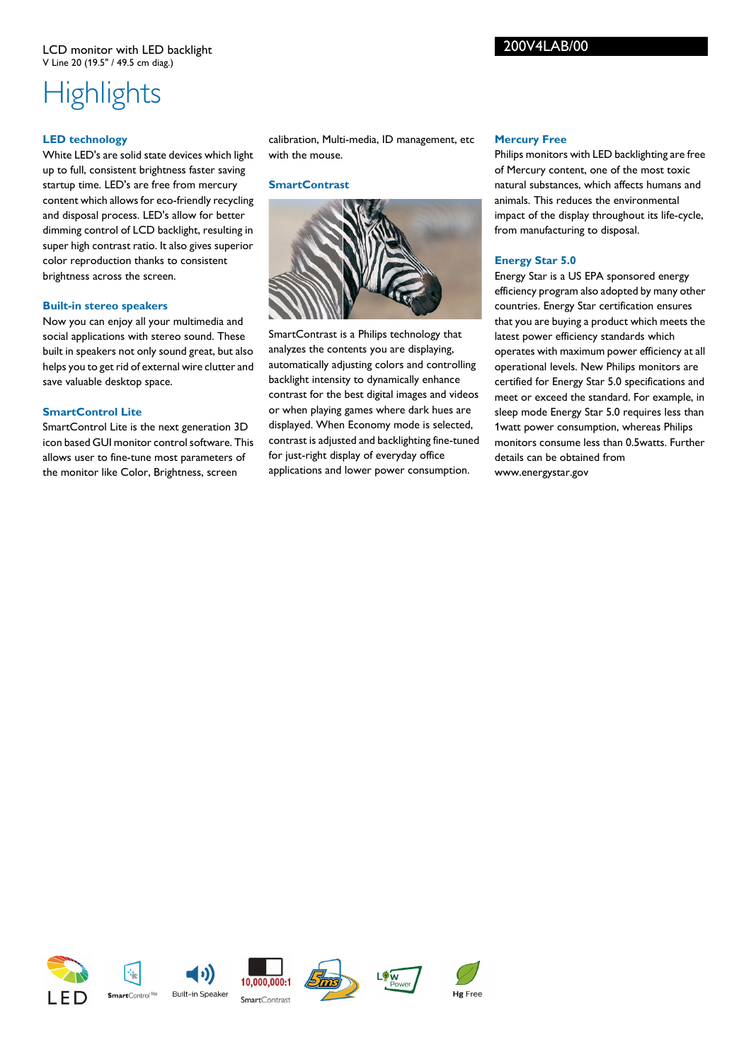LCD monitor with LED backlight
V Line 20 (19.5" / 49.5 cm diag.)

200V4LAB/00

# Highlights

### LED technology

White LED's are solid state devices which light up to full, consistent brightness faster saving startup time. LED's are free from mercury content which allows for eco-friendly recycling and disposal process. LED's allow for better dimming control of LCD backlight, resulting in super high contrast ratio. It also gives superior color reproduction thanks to consistent brightness across the screen.

### Built-in stereo speakers

Now you can enjoy all your multimedia and social applications with stereo sound. These built in speakers not only sound great, but also helps you to get rid of external wire clutter and save valuable desktop space.

### SmartControl Lite

SmartControl Lite is the next generation 3D icon based GUI monitor control software. This allows user to fine-tune most parameters of the monitor like Color, Brightness, screen calibration, Multi-media, ID management, etc with the mouse.

### SmartContrast

SmartContrast is a Philips technology that analyzes the contents you are displaying, automatically adjusting colors and controlling backlight intensity to dynamically enhance contrast for the best digital images and videos or when playing games where dark hues are displayed. When Economy mode is selected, contrast is adjusted and backlighting fine-tuned for just-right display of everyday office applications and lower power consumption.

### Mercury Free

Philips monitors with LED backlighting are free of Mercury content, one of the most toxic natural substances, which affects humans and animals. This reduces the environmental impact of the display throughout its life-cycle, from manufacturing to disposal.

### Energy Star 5.0

Energy Star is a US EPA sponsored energy efficiency program also adopted by many other countries. Energy Star certification ensures that you are buying a product which meets the latest power efficiency standards which operates with maximum power efficiency at all operational levels. New Philips monitors are certified for Energy Star 5.0 specifications and meet or exceed the standard. For example, in sleep mode Energy Star 5.0 requires less than 1watt power consumption, whereas Philips monitors consume less than 0.5watts. Further details can be obtained from www.energystar.gov

LED | SmartControl lite | Built-in Speaker | 10,000,000:1 SmartContrast | 5ms | Low Power | Hg Free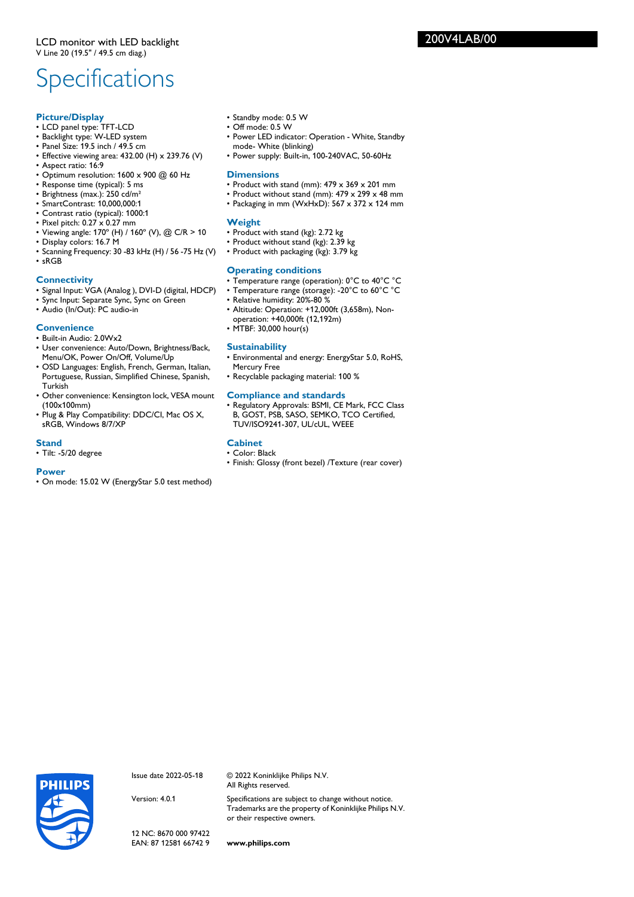LCD monitor with LED backlight
V Line 20 (19.5" / 49.5 cm diag.)

200V4LAB/00

# Specifications

## Picture/Display
- LCD panel type: TFT-LCD
- Backlight type: W-LED system
- Panel Size: 19.5 inch / 49.5 cm
- Effective viewing area: 432.00 (H) x 239.76 (V)
- Aspect ratio: 16:9
- Optimum resolution: 1600 x 900 @ 60 Hz
- Response time (typical): 5 ms
- Brightness (max.): 250 cd/m²
- SmartContrast: 10,000,000:1
- Contrast ratio (typical): 1000:1
- Pixel pitch: 0.27 x 0.27 mm
- Viewing angle: 170º (H) / 160º (V), @ C/R > 10
- Display colors: 16.7 M
- Scanning Frequency: 30 -83 kHz (H) / 56 -75 Hz (V)
- sRGB

## Connectivity
- Signal Input: VGA (Analog ), DVI-D (digital, HDCP)
- Sync Input: Separate Sync, Sync on Green
- Audio (In/Out): PC audio-in

## Convenience
- Built-in Audio: 2.0Wx2
- User convenience: Auto/Down, Brightness/Back, Menu/OK, Power On/Off, Volume/Up
- OSD Languages: English, French, German, Italian, Portuguese, Russian, Simplified Chinese, Spanish, Turkish
- Other convenience: Kensington lock, VESA mount (100x100mm)
- Plug & Play Compatibility: DDC/CI, Mac OS X, sRGB, Windows 8/7/XP

## Stand
- Tilt: -5/20 degree

## Power
- On mode: 15.02 W (EnergyStar 5.0 test method)
- Standby mode: 0.5 W
- Off mode: 0.5 W
- Power LED indicator: Operation - White, Standby mode- White (blinking)
- Power supply: Built-in, 100-240VAC, 50-60Hz

## Dimensions
- Product with stand (mm): 479 x 369 x 201 mm
- Product without stand (mm): 479 x 299 x 48 mm
- Packaging in mm (WxHxD): 567 x 372 x 124 mm

## Weight
- Product with stand (kg): 2.72 kg
- Product without stand (kg): 2.39 kg
- Product with packaging (kg): 3.79 kg

## Operating conditions
- Temperature range (operation): 0°C to 40°C °C
- Temperature range (storage): -20°C to 60°C °C
- Relative humidity: 20%-80 %
- Altitude: Operation: +12,000ft (3,658m), Non-operation: +40,000ft (12,192m)
- MTBF: 30,000 hour(s)

## Sustainability
- Environmental and energy: EnergyStar 5.0, RoHS, Mercury Free
- Recyclable packaging material: 100 %

## Compliance and standards
- Regulatory Approvals: BSMI, CE Mark, FCC Class B, GOST, PSB, SASO, SEMKO, TCO Certified, TUV/ISO9241-307, UL/cUL, WEEE

## Cabinet
- Color: Black
- Finish: Glossy (front bezel) /Texture (rear cover)

Issue date 2022-05-18

Version: 4.0.1

12 NC: 8670 000 97422
EAN: 87 12581 66742 9

© 2022 Koninklijke Philips N.V.
All Rights reserved.

Specifications are subject to change without notice. Trademarks are the property of Koninklijke Philips N.V. or their respective owners.

**www.philips.com**